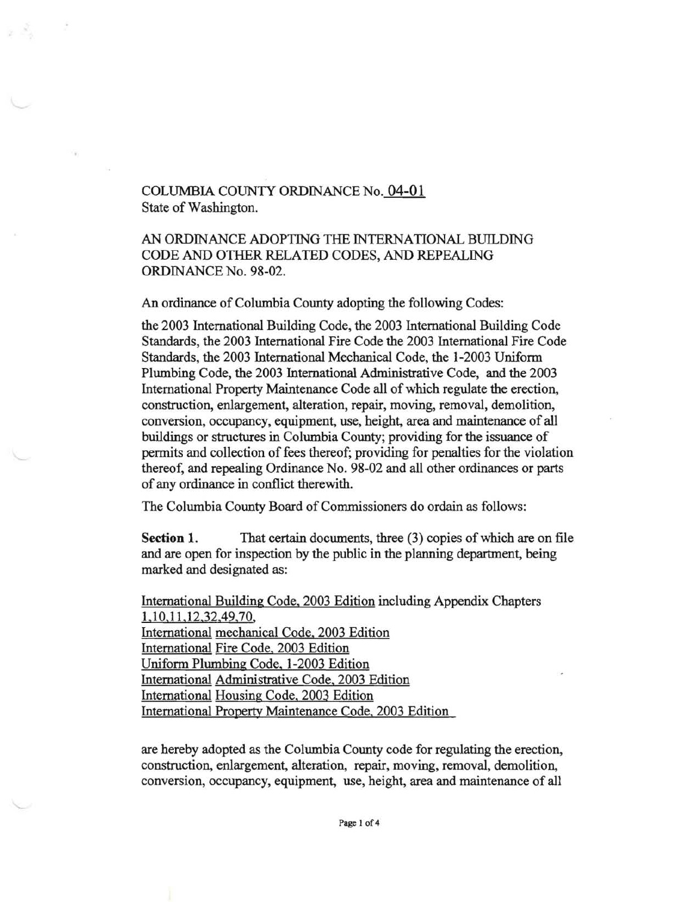COLUMBIA COUNTY ORDINANCE No. 04-01
State of Washington.

AN ORDINANCE ADOPTING THE INTERNATIONAL BUILDING CODE AND OTHER RELATED CODES, AND REPEALING ORDINANCE No. 98-02.

An ordinance of Columbia County adopting the following Codes:

the 2003 International Building Code, the 2003 International Building Code Standards, the 2003 International Fire Code the 2003 International Fire Code Standards, the 2003 International Mechanical Code, the 1-2003 Uniform Plumbing Code, the 2003 International Administrative Code, and the 2003 International Property Maintenance Code all of which regulate the erection, construction, enlargement, alteration, repair, moving, removal, demolition, conversion, occupancy, equipment, use, height, area and maintenance of all buildings or structures in Columbia County; providing for the issuance of permits and collection of fees thereof; providing for penalties for the violation thereof, and repealing Ordinance No. 98-02 and all other ordinances or parts of any ordinance in conflict therewith.

The Columbia County Board of Commissioners do ordain as follows:

**Section 1.** That certain documents, three (3) copies of which are on file and are open for inspection by the public in the planning department, being marked and designated as:

International Building Code, 2003 Edition including Appendix Chapters 1,10,11,12,32,49,70,
International mechanical Code, 2003 Edition
International Fire Code, 2003 Edition
Uniform Plumbing Code, 1-2003 Edition
International Administrative Code, 2003 Edition
International Housing Code, 2003 Edition
International Property Maintenance Code, 2003 Edition

are hereby adopted as the Columbia County code for regulating the erection, construction, enlargement, alteration, repair, moving, removal, demolition, conversion, occupancy, equipment, use, height, area and maintenance of all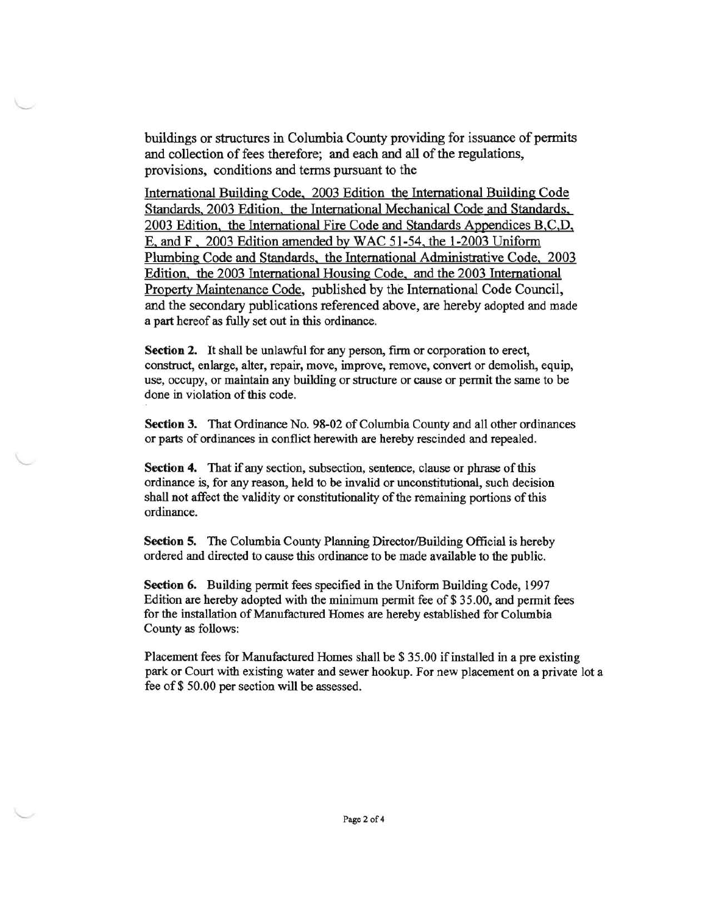buildings or structures in Columbia County providing for issuance of permits and collection of fees therefore; and each and all of the regulations, provisions, conditions and terms pursuant to the

International Building Code, 2003 Edition the International Building Code Standards, 2003 Edition, the International Mechanical Code and Standards, 2003 Edition, the International Fire Code and Standards Appendices B,C,D, E, and F , 2003 Edition amended by WAC 51-54, the 1-2003 Uniform Plumbing Code and Standards, the International Administrative Code, 2003 Edition, the 2003 International Housing Code, and the 2003 International Property Maintenance Code, published by the International Code Council, and the secondary publications referenced above, are hereby adopted and made a part hereof as fully set out in this ordinance.

**Section 2.** It shall be unlawful for any person, firm or corporation to erect, construct, enlarge, alter, repair, move, improve, remove, convert or demolish, equip, use, occupy, or maintain any building or structure or cause or permit the same to be done in violation of this code.

**Section 3.** That Ordinance No. 98-02 of Columbia County and all other ordinances or parts of ordinances in conflict herewith are hereby rescinded and repealed.

**Section 4.** That if any section, subsection, sentence, clause or phrase of this ordinance is, for any reason, held to be invalid or unconstitutional, such decision shall not affect the validity or constitutionality of the remaining portions of this ordinance.

**Section 5.** The Columbia County Planning Director/Building Official is hereby ordered and directed to cause this ordinance to be made available to the public.

**Section 6.** Building permit fees specified in the Uniform Building Code, 1997 Edition are hereby adopted with the minimum permit fee of $ 35.00, and permit fees for the installation of Manufactured Homes are hereby established for Columbia County as follows:

Placement fees for Manufactured Homes shall be $ 35.00 if installed in a pre existing park or Court with existing water and sewer hookup. For new placement on a private lot a fee of $ 50.00 per section will be assessed.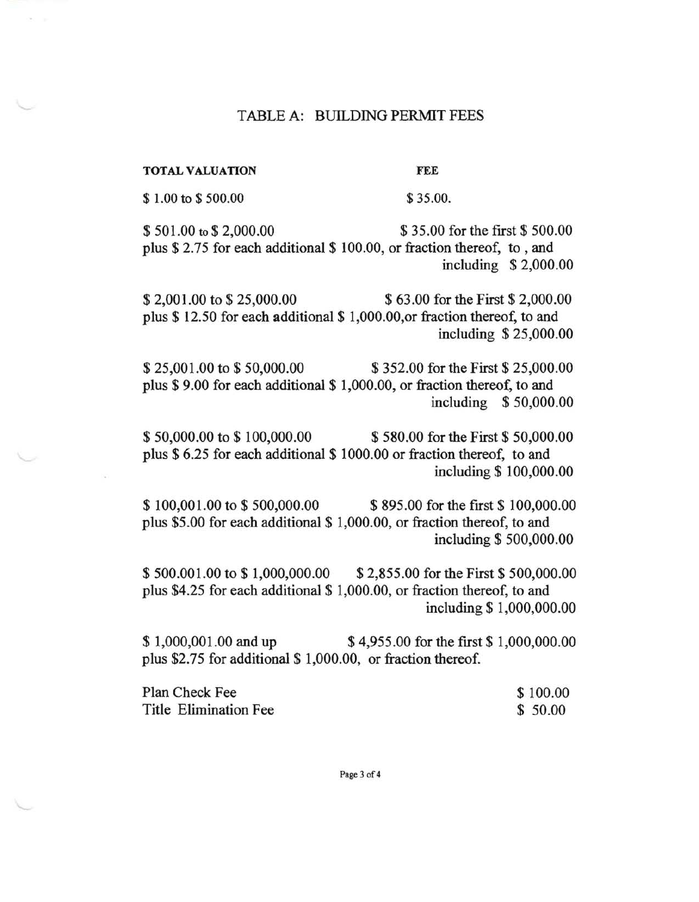## TABLE A: BUILDING PERMIT FEES

| TOTAL VALUATION | FEE |
|---|---|
| $ 1.00 to $ 500.00 | $ 35.00. |
| $ 501.00 to $ 2,000.00 | $ 35.00 for the first $ 500.00 plus $ 2.75 for each additional $ 100.00, or fraction thereof, to , and including $ 2,000.00 |
| $ 2,001.00 to $ 25,000.00 | $ 63.00 for the First $ 2,000.00 plus $ 12.50 for each additional $ 1,000.00,or fraction thereof, to and including $ 25,000.00 |
| $ 25,001.00 to $ 50,000.00 | $ 352.00 for the First $ 25,000.00 plus $ 9.00 for each additional $ 1,000.00, or fraction thereof, to and including $ 50,000.00 |
| $ 50,000.00 to $ 100,000.00 | $ 580.00 for the First $ 50,000.00 plus $ 6.25 for each additional $ 1000.00 or fraction thereof, to and including $ 100,000.00 |
| $ 100,001.00 to $ 500,000.00 | $ 895.00 for the first $ 100,000.00 plus $5.00 for each additional $ 1,000.00, or fraction thereof, to and including $ 500,000.00 |
| $ 500.001.00 to $ 1,000,000.00 | $ 2,855.00 for the First $ 500,000.00 plus $4.25 for each additional $ 1,000.00, or fraction thereof, to and including $ 1,000,000.00 |
| $ 1,000,001.00 and up | $ 4,955.00 for the first $ 1,000,000.00 plus $2.75 for additional $ 1,000.00, or fraction thereof. |

| | |
|---|---|
| Plan Check Fee | $ 100.00 |
| Title Elimination Fee | $ 50.00 |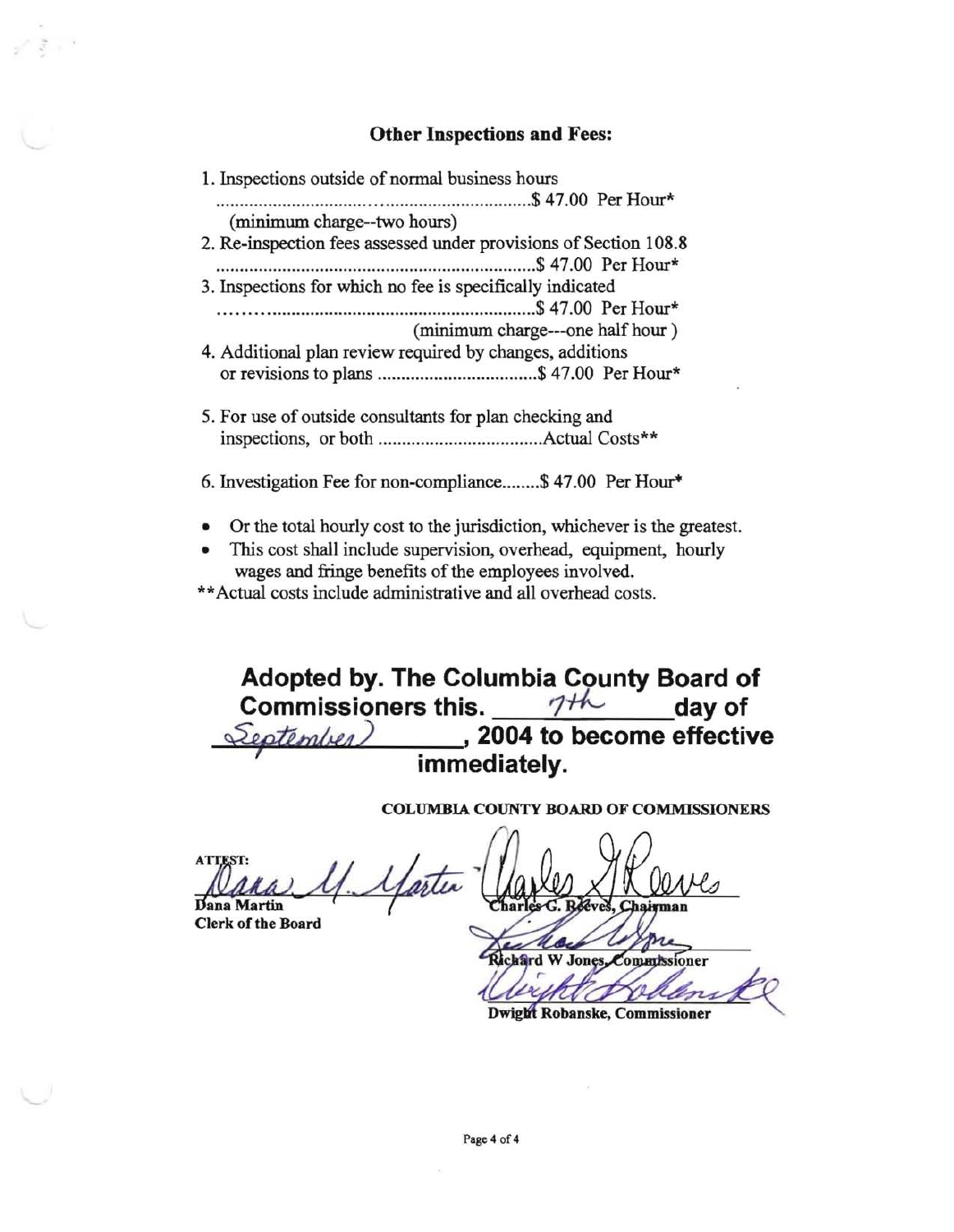### Other Inspections and Fees:

1. Inspections outside of normal business hours ..............................................$ 47.00 Per Hour*
   (minimum charge--two hours)
2. Re-inspection fees assessed under provisions of Section 108.8 ..............................................$ 47.00 Per Hour*
3. Inspections for which no fee is specifically indicated ..............................................$ 47.00 Per Hour*
   (minimum charge---one half hour)
4. Additional plan review required by changes, additions or revisions to plans ..................................$ 47.00 Per Hour*
5. For use of outside consultants for plan checking and inspections, or both ..................................Actual Costs**
6. Investigation Fee for non-compliance........$ 47.00 Per Hour*

- Or the total hourly cost to the jurisdiction, whichever is the greatest.
- This cost shall include supervision, overhead, equipment, hourly wages and fringe benefits of the employees involved.

**Actual costs include administrative and all overhead costs.

**Adopted by. The Columbia County Board of Commissioners this. 7th day of September, 2004 to become effective immediately.**

COLUMBIA COUNTY BOARD OF COMMISSIONERS

ATTEST:

Dana Martin
Clerk of the Board

Charles G. Reeves, Chairman

Richard W Jones, Commissioner

Dwight Robanske, Commissioner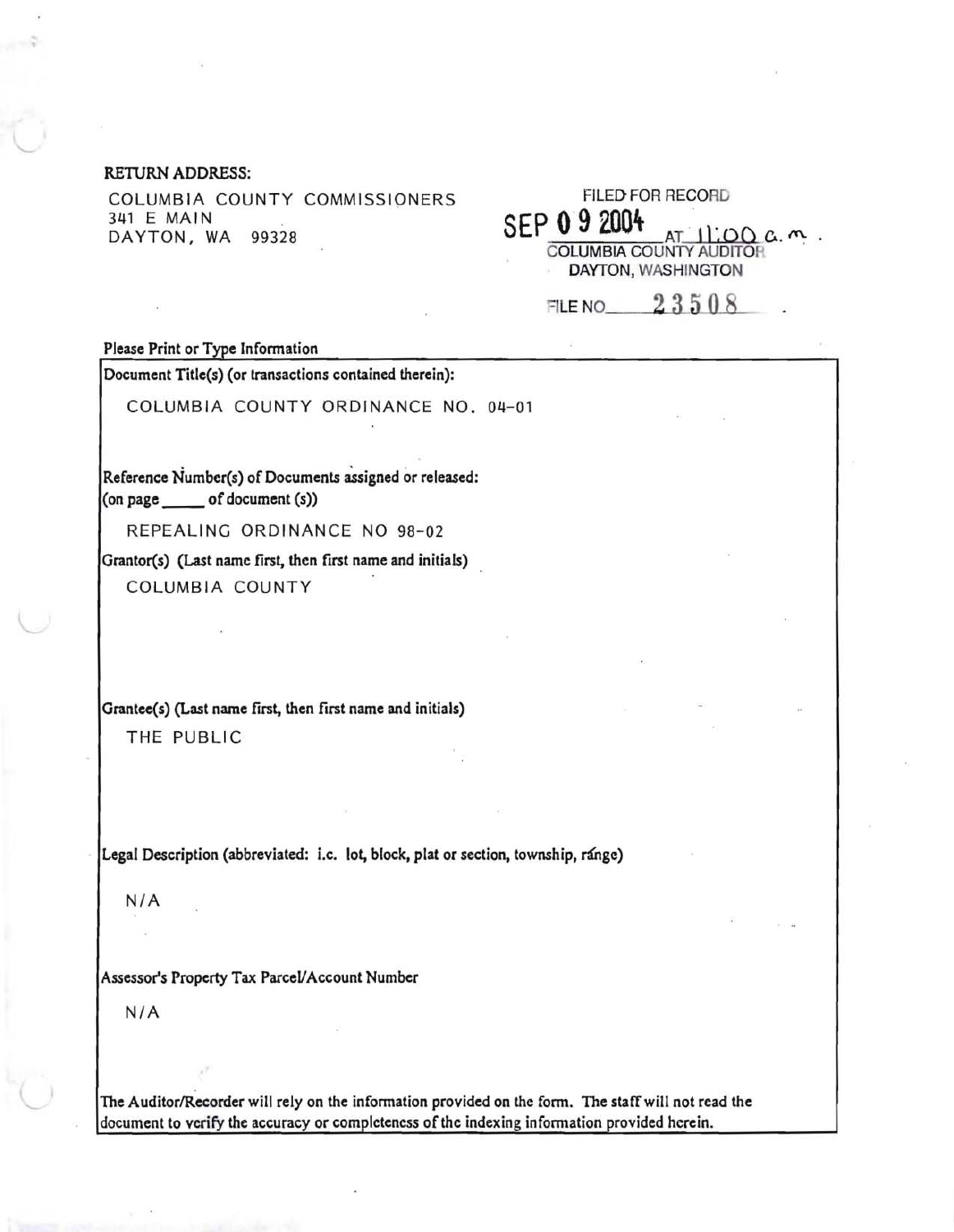RETURN ADDRESS:

COLUMBIA COUNTY COMMISSIONERS
341 E MAIN
DAYTON, WA 99328

FILED FOR RECORD
SEP 0 9 2004 AT 11:00 a.m.
COLUMBIA COUNTY AUDITOR
DAYTON, WASHINGTON

FILE NO 23508

Please Print or Type Information

**Document Title(s) (or transactions contained therein):**

COLUMBIA COUNTY ORDINANCE NO. 04-01

**Reference Number(s) of Documents assigned or released:**
(on page _____ of document (s))

REPEALING ORDINANCE NO 98-02

**Grantor(s) (Last name first, then first name and initials)**

COLUMBIA COUNTY

**Grantee(s) (Last name first, then first name and initials)**

THE PUBLIC

**Legal Description (abbreviated: i.c. lot, block, plat or section, township, ránge)**

N/A

**Assessor's Property Tax Parcel/Account Number**

N/A

**The Auditor/Recorder will rely on the information provided on the form. The staff will not read the document to verify the accuracy or completeness of the indexing information provided herein.**